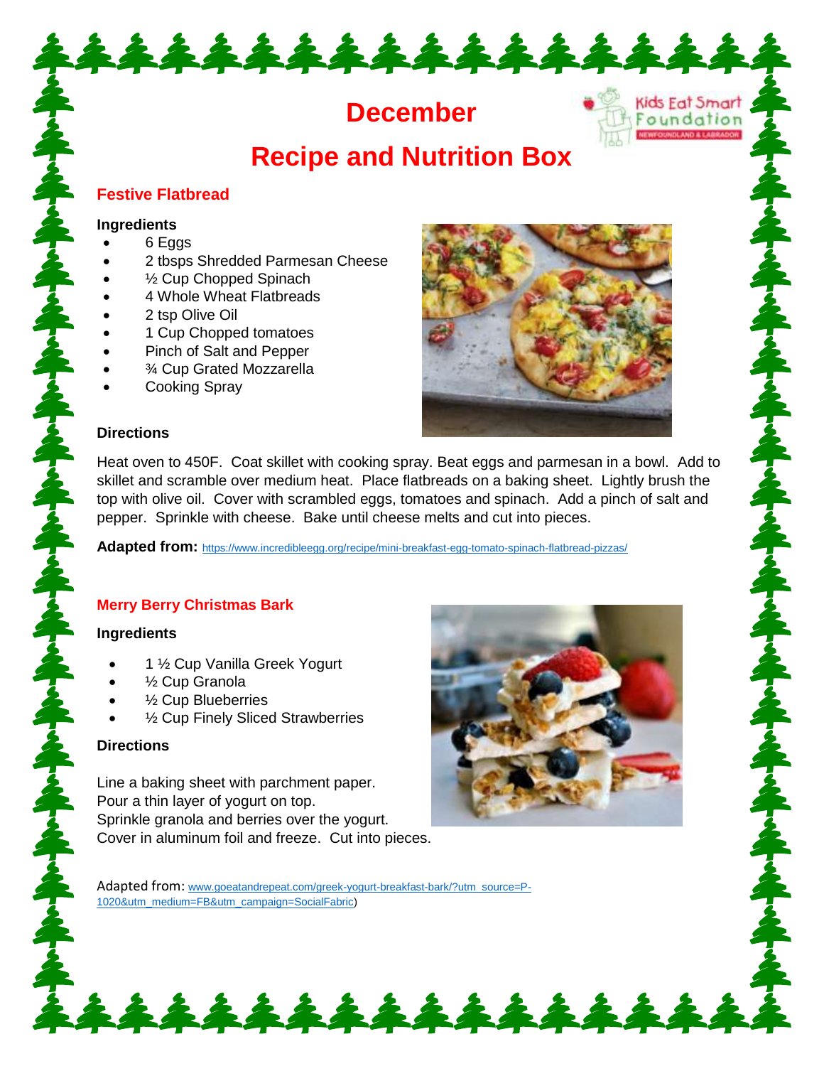# December

# Recipe and Nutrition Box

## Festive Flatbread

### Ingredients

- 6 Eggs
- 2 tbsps Shredded Parmesan Cheese
- ½ Cup Chopped Spinach
- 4 Whole Wheat Flatbreads
- 2 tsp Olive Oil
- 1 Cup Chopped tomatoes
- Pinch of Salt and Pepper
- ¾ Cup Grated Mozzarella
- Cooking Spray

### Directions

Heat oven to 450F. Coat skillet with cooking spray. Beat eggs and parmesan in a bowl. Add to skillet and scramble over medium heat. Place flatbreads on a baking sheet. Lightly brush the top with olive oil. Cover with scrambled eggs, tomatoes and spinach. Add a pinch of salt and pepper. Sprinkle with cheese. Bake until cheese melts and cut into pieces.

**Adapted from:** https://www.incredibleegg.org/recipe/mini-breakfast-egg-tomato-spinach-flatbread-pizzas/

## Merry Berry Christmas Bark

### Ingredients

- 1 ½ Cup Vanilla Greek Yogurt
- ½ Cup Granola
- ½ Cup Blueberries
- ½ Cup Finely Sliced Strawberries

### Directions

Line a baking sheet with parchment paper.
Pour a thin layer of yogurt on top.
Sprinkle granola and berries over the yogurt.
Cover in aluminum foil and freeze. Cut into pieces.

Adapted from: www.goeatandrepeat.com/greek-yogurt-breakfast-bark/?utm_source=P-1020&utm_medium=FB&utm_campaign=SocialFabric)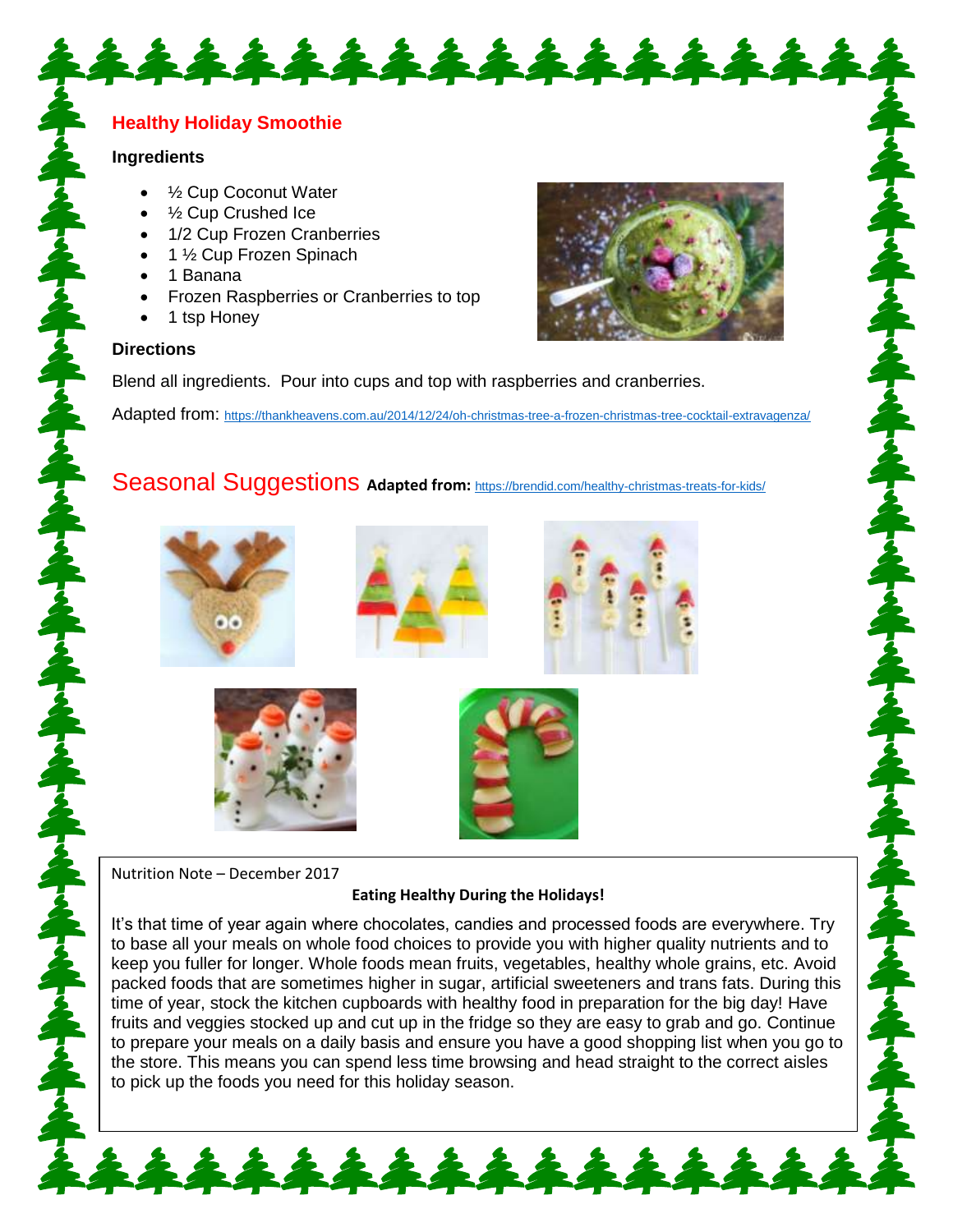## Healthy Holiday Smoothie

### Ingredients

- ½ Cup Coconut Water
- ½ Cup Crushed Ice
- 1/2 Cup Frozen Cranberries
- 1 ½ Cup Frozen Spinach
- 1 Banana
- Frozen Raspberries or Cranberries to top
- 1 tsp Honey

### Directions

Blend all ingredients. Pour into cups and top with raspberries and cranberries.

Adapted from: https://thankheavens.com.au/2014/12/24/oh-christmas-tree-a-frozen-christmas-tree-cocktail-extravaganza/

## Seasonal Suggestions **Adapted from:** https://brendid.com/healthy-christmas-treats-for-kids/

Nutrition Note – December 2017

**Eating Healthy During the Holidays!**

It's that time of year again where chocolates, candies and processed foods are everywhere. Try to base all your meals on whole food choices to provide you with higher quality nutrients and to keep you fuller for longer. Whole foods mean fruits, vegetables, healthy whole grains, etc. Avoid packed foods that are sometimes higher in sugar, artificial sweeteners and trans fats. During this time of year, stock the kitchen cupboards with healthy food in preparation for the big day! Have fruits and veggies stocked up and cut up in the fridge so they are easy to grab and go. Continue to prepare your meals on a daily basis and ensure you have a good shopping list when you go to the store. This means you can spend less time browsing and head straight to the correct aisles to pick up the foods you need for this holiday season.